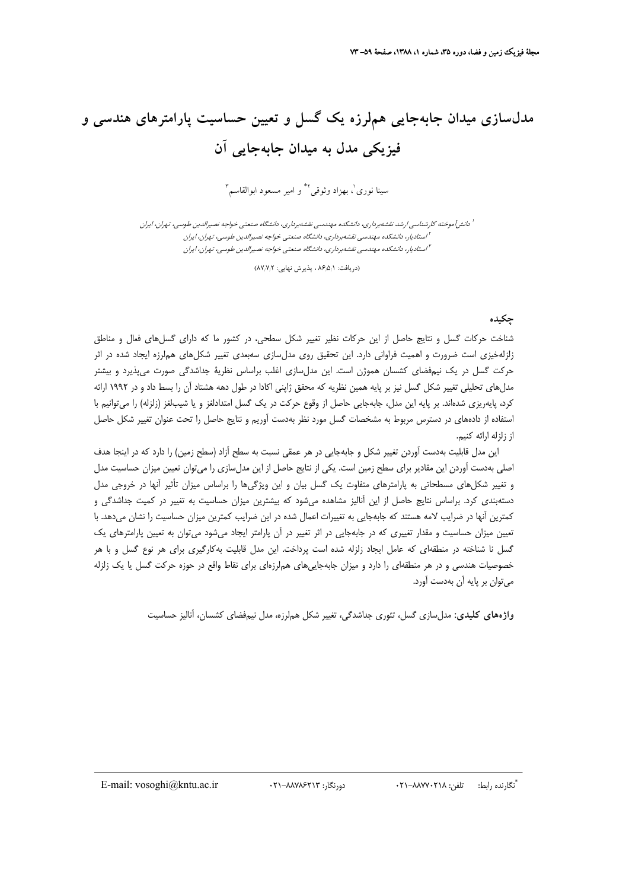# مدل‌سازی میدان جابه‌جایی هم‌لرزه یک گسل و تعیین حساسیت پارامترهای هندسی و فیزیکی مدل به میدان جابه‌جایی آن

سینا نوری[1]، بهزاد وثوقی[2*] و امیر مسعود ابوالقاسم[3]

[1] دانش‌آموخته کارشناسی ارشد نقشه‌برداری، دانشکده مهندسی نقشه‌برداری، دانشگاه صنعتی خواجه نصیرالدین طوسی، تهران، ایران

[2] استادیار، دانشکده مهندسی نقشه‌برداری، دانشگاه صنعتی خواجه نصیرالدین طوسی، تهران، ایران

[3] استادیار، دانشکده مهندسی نقشه‌برداری، دانشگاه صنعتی خواجه نصیرالدین طوسی، تهران، ایران

(دریافت: ۸۶/۵/۱ ، پذیرش نهایی: ۸۷/۷/۲)

## چکیده

شناخت حرکات گسل و نتایج حاصل از این حرکات نظیر تغییر شکل سطحی، در کشور ما که دارای گسل‌های فعال و مناطق زلزله‌خیزی است ضرورت و اهمیت فراوانی دارد. این تحقیق روی مدل‌سازی سه‌بعدی تغییر شکل‌های هم‌لرزه ایجاد شده در اثر حرکت گسل در یک نیم‌فضای کشسان هموژن است. این مدل‌سازی اغلب براساس نظریهٔ جداشدگی صورت می‌پذیرد و بیشتر مدل‌های تحلیلی تغییر شکل گسل نیز بر پایه همین نظریه که محقق ژاپنی اکادا در طول دهه هشتاد آن را بسط داد و در ۱۹۹۲ ارائه کرد، پایه‌ریزی شده‌اند. بر پایه این مدل، جابه‌جایی حاصل از وقوع حرکت در یک گسل امتدادلغز و یا شیب‌لغز (زلزله) را می‌توانیم با استفاده از داده‌های در دسترس مربوط به مشخصات گسل مورد نظر به‌دست آوریم و نتایج حاصل را تحت عنوان تغییر شکل حاصل از زلزله ارائه کنیم.

این مدل قابلیت به‌دست آوردن تغییر شکل و جابه‌جایی در هر عمقی نسبت به سطح آزاد (سطح زمین) را دارد که در اینجا هدف اصلی به‌دست آوردن این مقادیر برای سطح زمین است. یکی از نتایج حاصل از این مدل‌سازی را می‌توان تعیین میزان حساسیت مدل و تغییر شکل‌های مسطحاتی به پارامترهای متفاوت یک گسل بیان و این ویژگی‌ها را براساس میزان تأثیر آنها در خروجی مدل دسته‌بندی کرد. براساس نتایج حاصل از این آنالیز مشاهده می‌شود که بیشترین میزان حساسیت به تغییر در کمیت جداشدگی و کمترین آنها در ضرایب لامه هستند که جابه‌جایی به تغییرات اعمال شده در این ضرایب کمترین میزان حساسیت را نشان می‌دهد. با تعیین میزان حساسیت و مقدار تغییری که در جابه‌جایی در اثر تغییر در آن پارامتر ایجاد می‌شود می‌توان به تعیین پارامترهای یک گسل نا شناخته در منطقه‌ای که عامل ایجاد زلزله شده است پرداخت. این مدل قابلیت به‌کارگیری برای هر نوع گسل و با هر خصوصیات هندسی و در هر منطقه‌ای را دارد و میزان جابه‌جایی‌های هم‌لرزه‌ای برای نقاط واقع در حوزه حرکت گسل یا یک زلزله می‌توان بر پایه آن به‌دست آورد.

**واژه‌های کلیدی:** مدل‌سازی گسل، تئوری جداشدگی، تغییر شکل هم‌لرزه، مدل نیم‌فضای کشسان، آنالیز حساسیت

---

*نگارنده رابط: تلفن: ۰۲۱-۸۸۷۷۰۲۱۸ دورنگار: ۰۲۱-۸۸۷۸۶۲۱۳ E-mail: vosoghi@kntu.ac.ir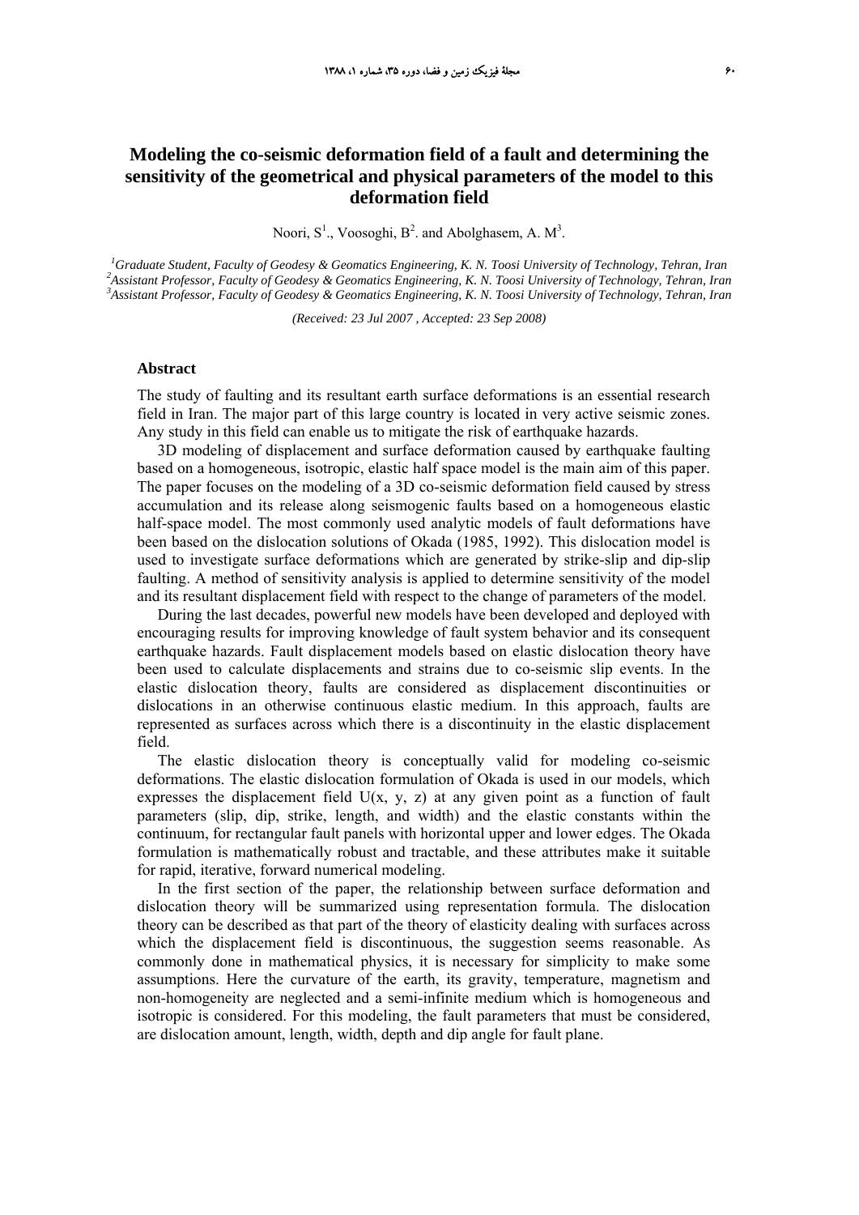# Modeling the co-seismic deformation field of a fault and determining the sensitivity of the geometrical and physical parameters of the model to this deformation field

Noori, S[1]., Voosoghi, B[2]. and Abolghasem, A. M[3].

[1]*Graduate Student, Faculty of Geodesy & Geomatics Engineering, K. N. Toosi University of Technology, Tehran, Iran*
[2]*Assistant Professor, Faculty of Geodesy & Geomatics Engineering, K. N. Toosi University of Technology, Tehran, Iran*
[3]*Assistant Professor, Faculty of Geodesy & Geomatics Engineering, K. N. Toosi University of Technology, Tehran, Iran*

*(Received: 23 Jul 2007 , Accepted: 23 Sep 2008)*

## Abstract

The study of faulting and its resultant earth surface deformations is an essential research field in Iran. The major part of this large country is located in very active seismic zones. Any study in this field can enable us to mitigate the risk of earthquake hazards.

3D modeling of displacement and surface deformation caused by earthquake faulting based on a homogeneous, isotropic, elastic half space model is the main aim of this paper. The paper focuses on the modeling of a 3D co-seismic deformation field caused by stress accumulation and its release along seismogenic faults based on a homogeneous elastic half-space model. The most commonly used analytic models of fault deformations have been based on the dislocation solutions of Okada (1985, 1992). This dislocation model is used to investigate surface deformations which are generated by strike-slip and dip-slip faulting. A method of sensitivity analysis is applied to determine sensitivity of the model and its resultant displacement field with respect to the change of parameters of the model.

During the last decades, powerful new models have been developed and deployed with encouraging results for improving knowledge of fault system behavior and its consequent earthquake hazards. Fault displacement models based on elastic dislocation theory have been used to calculate displacements and strains due to co-seismic slip events. In the elastic dislocation theory, faults are considered as displacement discontinuities or dislocations in an otherwise continuous elastic medium. In this approach, faults are represented as surfaces across which there is a discontinuity in the elastic displacement field.

The elastic dislocation theory is conceptually valid for modeling co-seismic deformations. The elastic dislocation formulation of Okada is used in our models, which expresses the displacement field U(x, y, z) at any given point as a function of fault parameters (slip, dip, strike, length, and width) and the elastic constants within the continuum, for rectangular fault panels with horizontal upper and lower edges. The Okada formulation is mathematically robust and tractable, and these attributes make it suitable for rapid, iterative, forward numerical modeling.

In the first section of the paper, the relationship between surface deformation and dislocation theory will be summarized using representation formula. The dislocation theory can be described as that part of the theory of elasticity dealing with surfaces across which the displacement field is discontinuous, the suggestion seems reasonable. As commonly done in mathematical physics, it is necessary for simplicity to make some assumptions. Here the curvature of the earth, its gravity, temperature, magnetism and non-homogeneity are neglected and a semi-infinite medium which is homogeneous and isotropic is considered. For this modeling, the fault parameters that must be considered, are dislocation amount, length, width, depth and dip angle for fault plane.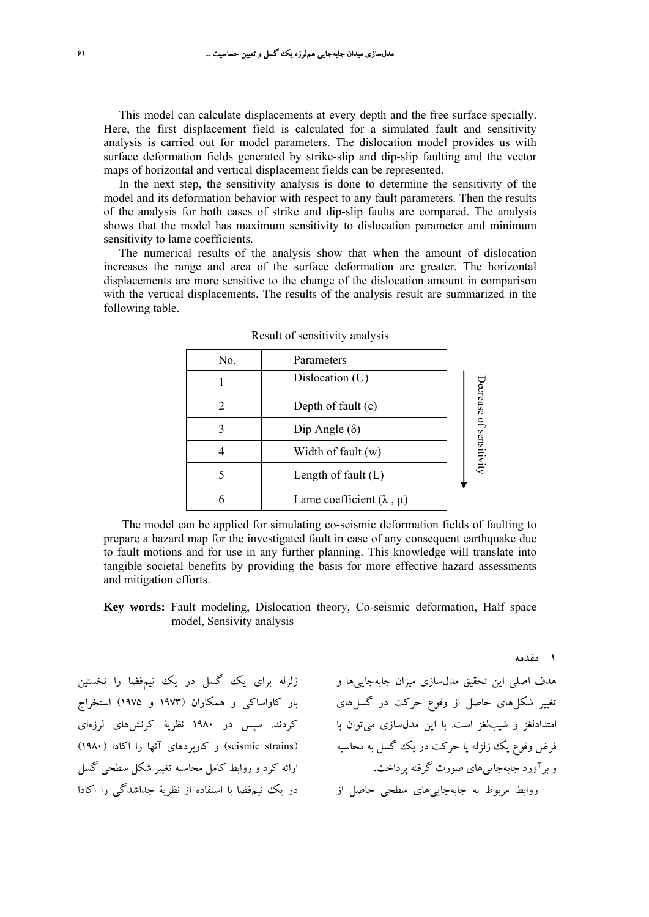This model can calculate displacements at every depth and the free surface specially. Here, the first displacement field is calculated for a simulated fault and sensitivity analysis is carried out for model parameters. The dislocation model provides us with surface deformation fields generated by strike-slip and dip-slip faulting and the vector maps of horizontal and vertical displacement fields can be represented.

In the next step, the sensitivity analysis is done to determine the sensitivity of the model and its deformation behavior with respect to any fault parameters. Then the results of the analysis for both cases of strike and dip-slip faults are compared. The analysis shows that the model has maximum sensitivity to dislocation parameter and minimum sensitivity to lame coefficients.

The numerical results of the analysis show that when the amount of dislocation increases the range and area of the surface deformation are greater. The horizontal displacements are more sensitive to the change of the dislocation amount in comparison with the vertical displacements. The results of the analysis result are summarized in the following table.

Result of sensitivity analysis

| No. | Parameters |
|---|---|
| 1 | Dislocation (U) |
| 2 | Depth of fault (c) |
| 3 | Dip Angle ($\delta$) |
| 4 | Width of fault (w) |
| 5 | Length of fault (L) |
| 6 | Lame coefficient ($\lambda$ , $\mu$) |

Decrease of sensitivity ↓

The model can be applied for simulating co-seismic deformation fields of faulting to prepare a hazard map for the investigated fault in case of any consequent earthquake due to fault motions and for use in any further planning. This knowledge will translate into tangible societal benefits by providing the basis for more effective hazard assessments and mitigation efforts.

**Key words:** Fault modeling, Dislocation theory, Co-seismic deformation, Half space model, Sensivity analysis

## ۱ مقدمه

هدف اصلی این تحقیق مدل‌سازی میزان جابه‌جایی‌ها و تغییر شکل‌های حاصل از وقوع حرکت در گسل‌های امتدادلغز و شیب‌لغز است. با این مدل‌سازی می‌توان با فرض وقوع یک زلزله یا حرکت در یک گسل به محاسبه و برآورد جابه‌جایی‌های صورت گرفته پرداخت.

روابط مربوط به جابه‌جایی‌های سطحی حاصل از زلزله برای یک گسل در یک نیم‌فضا را نخستین بار کاواساکی و همکاران (۱۹۷۳ و ۱۹۷۵) استخراج کردند. سپس در ۱۹۸۰ نظریهٔ کرنش‌های لرزه‌ای (seismic strains) و کاربردهای آنها را اکادا (۱۹۸۰) ارائه کرد و روابط کامل محاسبه تغییر شکل سطحی گسل در یک نیم‌فضا با استفاده از نظریهٔ جداشدگی را اکادا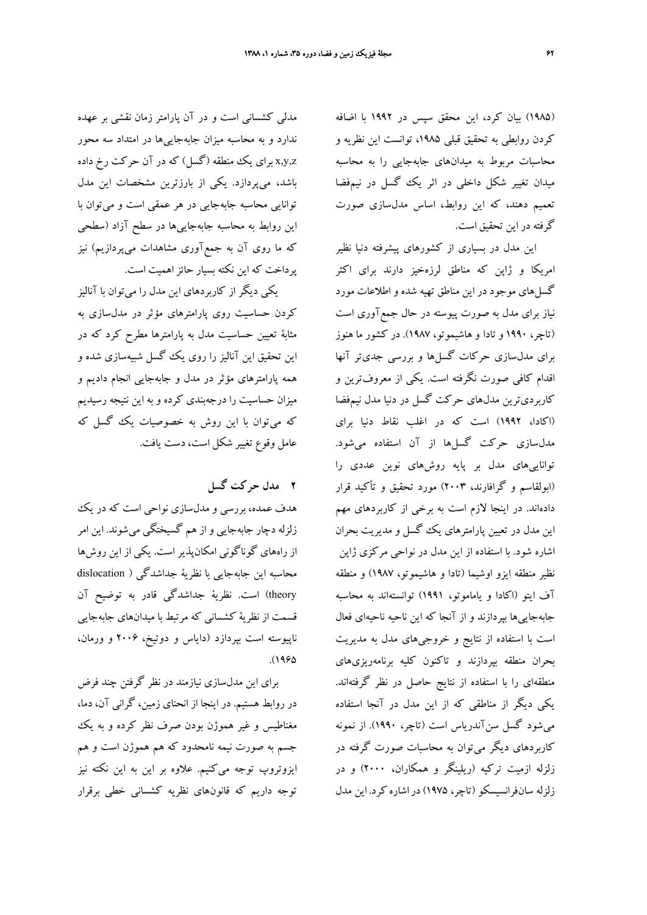(۱۹۸۵) بیان کرد، این محقق سپس در ۱۹۹۲ با اضافه کردن روابطی به تحقیق قبلی ۱۹۸۵، توانست این نظریه و محاسبات مربوط به میدان‌های جابه‌جایی را به محاسبه میدان تغییر شکل داخلی در اثر یک گسل در نیم‌فضا تعمیم دهند، که این روابط، اساس مدل‌سازی صورت گرفته در این تحقیق است.

این مدل در بسیاری از کشورهای پیشرفته دنیا نظیر امریکا و ژاپن که مناطق لرزه‌خیز دارند برای اکثر گسل‌های موجود در این مناطق تهیه شده و اطلاعات مورد نیاز برای مدل به صورت پیوسته در حال جمع‌آوری است (تاچر، ۱۹۹۰ و تادا و هاشیموتو، ۱۹۸۷). در کشور ما هنوز برای مدل‌سازی حرکات گسل‌ها و بررسی جدی‌تر آنها اقدام کافی صورت نگرفته است. یکی از معروف‌ترین و کاربردی‌ترین مدل‌های حرکت گسل در دنیا مدل نیم‌فضا (اکادا، ۱۹۹۲) است که در اغلب نقاط دنیا برای مدل‌سازی حرکت گسل‌ها از آن استفاده می‌شود. توانایی‌های مدل بر پایه روش‌های نوین عددی را (ابولقاسم و گرافارند، ۲۰۰۳) مورد تحقیق و تأکید قرار داده‌اند. در اینجا لازم است به برخی از کاربردهای مهم این مدل در تعیین پارامترهای یک گسل و مدیریت بحران اشاره شود. با استفاده از این مدل در نواحی مرکزی ژاپن نظیر منطقه ایزو اوشیما (تادا و هاشیموتو، ۱۹۸۷) و منطقه آف ایتو (اکادا و یاماموتو، ۱۹۹۱) توانسته‌اند به محاسبه جابه‌جایی‌ها بپردازند و از آنجا که این ناحیه ناحیه‌ای فعال است با استفاده از نتایج و خروجی‌های مدل به مدیریت بحران منطقه بپردازند و تاکنون کلیه برنامه‌ریزی‌های منطقه‌ای را با استفاده از نتایج حاصل در نظر گرفته‌اند. یکی دیگر از مناطقی که از این مدل در آنجا استفاده می‌شود گسل سن‌آندریاس است (تاچر، ۱۹۹۰). از نمونه کاربردهای دیگر می‌توان به محاسبات صورت گرفته در زلزله ازمیت ترکیه (ریلینگر و همکاران، ۲۰۰۰) و در زلزله سان‌فرانسیسکو (تاچر، ۱۹۷۵) در اشاره کرد. این مدل مدلی کشسانی است و در آن پارامتر زمان نقشی بر عهده ندارد و به محاسبه میزان جابه‌جایی‌ها در امتداد سه محور x,y,z برای یک منطقه (گسل) که در آن حرکت رخ داده باشد، می‌پردازد. یکی از بارزترین مشخصات این مدل توانایی محاسبه جابه‌جایی در هر عمقی است و می‌توان با این روابط به محاسبه جابه‌جایی‌ها در سطح آزاد (سطحی که ما روی آن به جمع‌آوری مشاهدات می‌پردازیم) نیز پرداخت که این نکته بسیار حائز اهمیت است.

یکی دیگر از کاربردهای این مدل را می‌توان با آنالیز کردن حساسیت روی پارامترهای مؤثر در مدل‌سازی به مثابهٔ تعیین حساسیت مدل به پارامترها مطرح کرد که در این تحقیق این آنالیز را روی یک گسل شبیه‌سازی شده و همه پارامترهای مؤثر در مدل و جابه‌جایی انجام دادیم و میزان حساسیت را درجه‌بندی کرده و به این نتیجه رسیدیم که می‌توان با این روش به خصوصیات یک گسل که عامل وقوع تغییر شکل است، دست یافت.

## ۲ مدل حرکت گسل

هدف عمده، بررسی و مدل‌سازی نواحی است که در یک زلزله دچار جابه‌جایی و از هم گسیختگی می‌شوند. این امر از راه‌های گوناگونی امکان‌پذیر است. یکی از این روش‌ها محاسبه این جابه‌جایی با نظریهٔ جداشدگی ( dislocation theory) است. نظریهٔ جداشدگی قادر به توضیح آن قسمت از نظریهٔ کشسانی که مرتبط با میدان‌های جابه‌جایی ناپیوسته است بپردازد (دایاس و دوتیخ، ۲۰۰۶ و ورمان، ۱۹۶۵).

برای این مدل‌سازی نیازمند در نظر گرفتن چند فرض در روابط هستیم. در اینجا از انحنای زمین، گرانی آن، دما، مغناطیس و غیر هموژن بودن صرف نظر کرده و به یک جسم به صورت نیمه نامحدود که هم هموژن است و هم ایزوتروپ توجه می‌کنیم. علاوه بر این به این نکته نیز توجه داریم که قانون‌های نظریه کشسانی خطی برقرار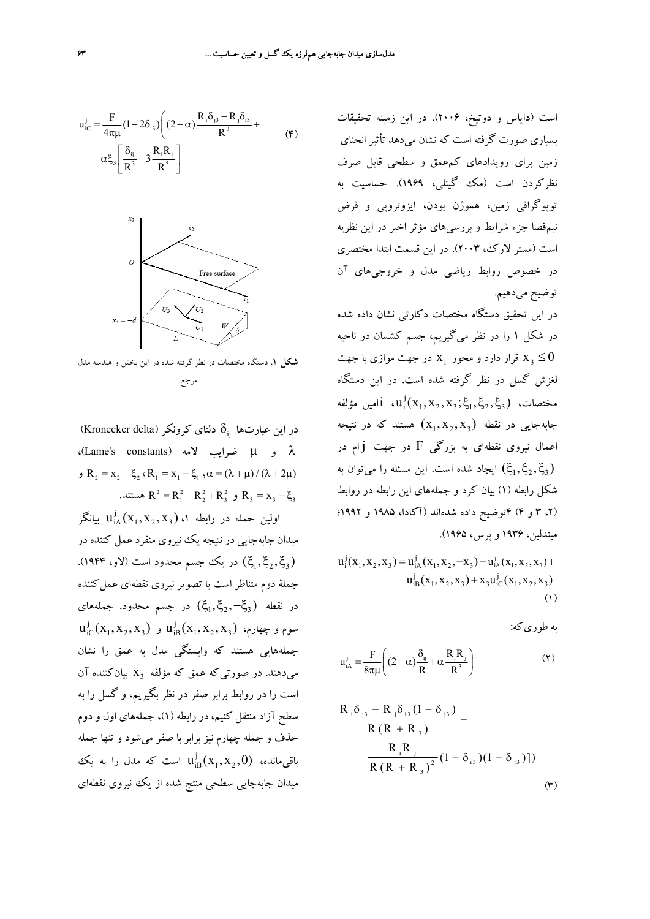است (دایاس و دوتیخ، ۲۰۰۶). در این زمینه تحقیقات بسیاری صورت گرفته است که نشان می‌دهد تأثیر انحنای زمین برای رویدادهای کم‌عمق و سطحی قابل صرف نظرکردن است (مک گینلی، ۱۹۶۹). حساسیت به توپوگرافی زمین، همموژن بودن، ایزوتروپی و فرض نیم‌فضا جزء شرایط و بررسی‌های مؤثر اخیر در این نظریه است (مستر لارک، ۲۰۰۳). در این قسمت ابتدا مختصری در خصوص روابط ریاضی مدل و خروجی‌های آن توضیح می‌دهیم.

در این تحقیق دستگاه مختصات دکارتی نشان داده شده در شکل ۱ را در نظر می‌گیریم، جسم کشسان در ناحیه $x_3 \leq 0$ قرار دارد و محور $x_1$ در جهت موازی با جهت لغزش گسل در نظر گرفته شده است. در این دستگاه مختصات، $u_i^j(x_1, x_2, x_3; \xi_1, \xi_2, \xi_3)$، iامین مؤلفه جابه‌جایی در نقطه $(x_1, x_2, x_3)$ هستند که در نتیجه اعمال نیروی نقطه‌ای به بزرگی $F$ در جهت jام در $(\xi_1, \xi_2, \xi_3)$ ایجاد شده است. این مسئله را می‌توان به شکل رابطه (۱) بیان کرد و جمله‌های این رابطه در روابط (۲، ۳ و ۴) توضیح داده شده‌اند (آکادا، ۱۹۸۵ و ۱۹۹۲؛ میندلین، ۱۹۳۶ و پرس، ۱۹۶۵).

$$u_i^j(x_1, x_2, x_3) = u_{iA}^j(x_1, x_2, -x_3) - u_{iA}^j(x_1, x_2, x_3) + u_{iB}^j(x_1, x_2, x_3) + x_3 u_{iC}^j(x_1, x_2, x_3) \quad (1)$$

به طوری‌که:

$$u_{iA}^j = \frac{F}{8\pi\mu}\left((2-\alpha)\frac{\delta_{ij}}{R} + \alpha\frac{R_i R_j}{R^3}\right) \quad (2)$$

$$\frac{R_i \delta_{j3} - R_j \delta_{i3}(1-\delta_{j3})}{R(R+R_3)} - \frac{R_i R_j}{R(R+R_3)^2}(1-\delta_{i3})(1-\delta_{j3})]) \quad (3)$$

$$u_{iC}^j = \frac{F}{4\pi\mu}(1-2\delta_{i3})\left((2-\alpha)\frac{R_i\delta_{j3} - R_j\delta_{i3}}{R^3} + \alpha\xi_3\left[\frac{\delta_{ij}}{R^3} - 3\frac{R_i R_j}{R^5}\right]\right) \quad (4)$$

**شکل ۱.** دستگاه مختصات در نظر گرفته شده در این بخش و هندسه مدل مرجع.

در این عبارت‌ها $\delta_{ij}$ دلتای کرونکر (Kronecker delta)، $\lambda$ و $\mu$ ضرایب لامه (Lame's constants)، $\alpha = (\lambda+\mu)/(\lambda+2\mu)$، $R_1 = x_1 - \xi_1$، $R_2 = x_2 - \xi_2$ و $R_3 = x_3 - \xi_3$ و $R^2 = R_1^2 + R_2^2 + R_3^2$ هستند.

اولین جمله در رابطه ۱، $u_{iA}^j(x_1, x_2, x_3)$ بیانگر میدان جابه‌جایی در نتیجه یک نیروی منفرد عمل کننده در $(\xi_1, \xi_2, \xi_3)$ در یک جسم محدود است (لاو، ۱۹۴۴). جملهٔ دوم متناظر است با تصویر نیروی نقطه‌ای عمل‌کننده در نقطه $(\xi_1, \xi_2, -\xi_3)$ در جسم محدود. جمله‌های سوم و چهارم، $u_{iB}^j(x_1, x_2, x_3)$ و $u_{iC}^j(x_1, x_2, x_3)$ جمله‌هایی هستند که وابستگی مدل به عمق را نشان می‌دهند. در صورتی‌که عمق که مؤلفه $x_3$ بیان‌کننده آن است را در روابط برابر صفر در نظر بگیریم، و گسل را به سطح آزاد منتقل کنیم، در رابطه (۱)، جمله‌های اول و دوم حذف و جمله چهارم نیز برابر با صفر می‌شود و تنها جمله باقی‌مانده، $u_{iB}^j(x_1, x_2, 0)$ است که مدل را به یک میدان جابه‌جایی سطحی منتج شده از یک نیروی نقطه‌ای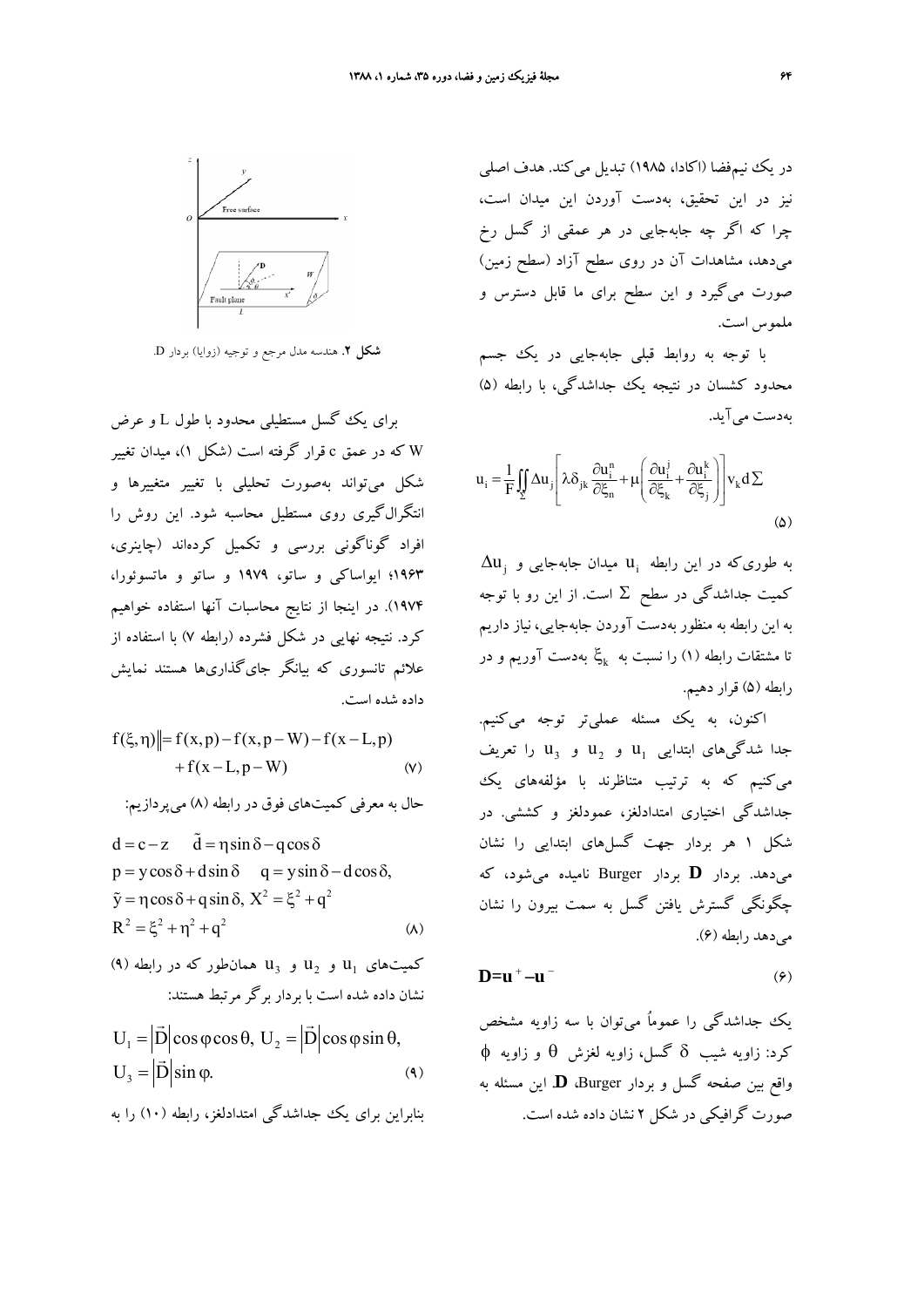در یک نیم‌فضا (اکادا، ۱۹۸۵) تبدیل می‌کند. هدف اصلی نیز در این تحقیق، به‌دست آوردن این میدان است، چرا که اگر چه جابه‌جایی در هر عمقی از گسل رخ می‌دهد، مشاهدات آن در روی سطح آزاد (سطح زمین) صورت می‌گیرد و این سطح برای ما قابل دسترس و ملموس است.

با توجه به روابط قبلی جابه‌جایی در یک جسم محدود کشسان در نتیجه یک جداشدگی، با رابطه (۵) به‌دست می‌آید.

$$u_i = \frac{1}{F}\iint_{\Sigma} \Delta u_j \left[ \lambda \delta_{jk} \frac{\partial u_i^n}{\partial \xi_n} + \mu \left( \frac{\partial u_i^j}{\partial \xi_k} + \frac{\partial u_i^k}{\partial \xi_j} \right) \right] v_k d\Sigma \tag{۵}$$

به طوری‌که در این رابطه $u_i$ میدان جابه‌جایی و $\Delta u_j$ کمیت جداشدگی در سطح $\Sigma$ است. از این رو با توجه به این رابطه به منظور به‌دست آوردن جابه‌جایی، نیاز داریم تا مشتقات رابطه (۱) را نسبت به $\xi_k$ به‌دست آوریم و در رابطه (۵) قرار دهیم.

اکنون، به یک مسئله عملی‌تر توجه می‌کنیم. جدا شدگی‌های ابتدایی $u_1$ و $u_2$ و $u_3$ را تعریف می‌کنیم که به ترتیب متناظرند با مؤلفه‌های یک جداشدگی اختیاری امتدادلغز، عمودلغز و کششی. در شکل ۱ هر بردار جهت گسل‌های ابتدایی را نشان می‌دهد. بردار $\mathbf{D}$ بردار Burger نامیده می‌شود، که چگونگی گسترش یافتن گسل به سمت بیرون را نشان می‌دهد رابطه (۶).

$$\mathbf{D} = \mathbf{u}^{+} - \mathbf{u}^{-} \tag{۶}$$

یک جداشدگی را عموماً می‌توان با سه زاویه مشخص کرد: زاویه شیب $\delta$ گسل، زاویه لغزش $\theta$ و زاویه $\phi$ واقع بین صفحه گسل و بردار Burger، $\mathbf{D}$. این مسئله به صورت گرافیکی در شکل ۲ نشان داده شده است.

**شکل ۲.** هندسه مدل مرجع و توجیه (زوایا) بردار D.

برای یک گسل مستطیلی محدود با طول L و عرض W که در عمق c قرار گرفته است (شکل ۱)، میدان تغییر شکل می‌تواند به‌صورت تحلیلی با تغییر متغییرها و انتگرال‌گیری روی مستطیل محاسبه شود. این روش را افراد گوناگونی بررسی و تکمیل کرده‌اند (چاینری، ۱۹۶۳؛ ایواساکی و ساتو، ۱۹۷۹ و ساتو و ماتسوئورا، ۱۹۷۴). در اینجا از نتایج محاسبات آنها استفاده خواهیم کرد. نتیجه نهایی در شکل فشرده (رابطه ۷) با استفاده از علائم تانسوری که بیانگر جای‌گذاری‌ها هستند نمایش داده شده است.

$$f(\xi,\eta)\| = f(x,p) - f(x,p-W) - f(x-L,p) + f(x-L,p-W) \tag{۷}$$

حال به معرفی کمیت‌های فوق در رابطه (۸) می‌پردازیم:

$$\begin{aligned} & d = c - z \quad \tilde{d} = \eta \sin\delta - q\cos\delta \\ & p = y\cos\delta + d\sin\delta \quad q = y\sin\delta - d\cos\delta, \\ & \tilde{y} = \eta\cos\delta + q\sin\delta,\ X^2 = \xi^2 + q^2 \\ & R^2 = \xi^2 + \eta^2 + q^2 \end{aligned} \tag{۸}$$

کمیت‌های $u_1$ و $u_2$ و $u_3$ همان‌طور که در رابطه (۹) نشان داده شده است با بردار برگر مرتبط هستند:

$$\begin{aligned} & U_1 = |\vec{D}|\cos\varphi\cos\theta,\ U_2 = |\vec{D}|\cos\varphi\sin\theta, \\ & U_3 = |\vec{D}|\sin\varphi. \end{aligned} \tag{۹}$$

بنابراین برای یک جداشدگی امتدادلغز، رابطه (۱۰) را به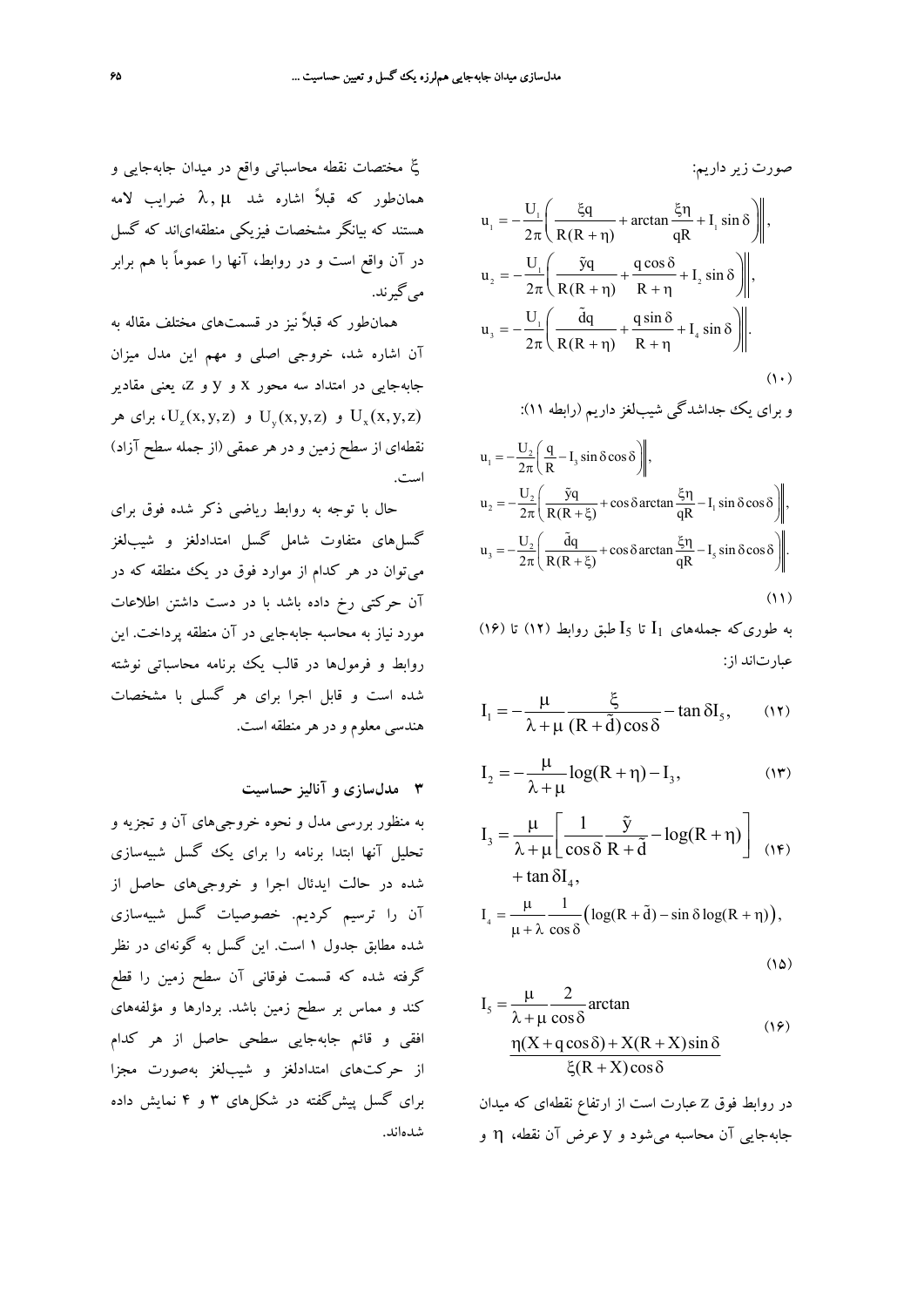صورت زیر داریم:

$$u_1 = -\frac{U_1}{2\pi}\left(\frac{\xi q}{R(R+\eta)} + \arctan\frac{\xi\eta}{qR} + I_1\sin\delta\right)\Bigg\|,$$

$$u_2 = -\frac{U_1}{2\pi}\left(\frac{\tilde{y}q}{R(R+\eta)} + \frac{q\cos\delta}{R+\eta} + I_2\sin\delta\right)\Bigg\|,$$

$$u_3 = -\frac{U_1}{2\pi}\left(\frac{\tilde{d}q}{R(R+\eta)} + \frac{q\sin\delta}{R+\eta} + I_4\sin\delta\right)\Bigg\|. \qquad (۱۰)$$

و برای یک جاداشدگی شیب‌لغز داریم (رابطه ۱۱):

$$u_1 = -\frac{U_2}{2\pi}\left(\frac{q}{R} - I_3\sin\delta\cos\delta\right)\Bigg\|,$$

$$u_2 = -\frac{U_2}{2\pi}\left(\frac{\tilde{y}q}{R(R+\xi)} + \cos\delta\arctan\frac{\xi\eta}{qR} - I_1\sin\delta\cos\delta\right)\Bigg\|,$$

$$u_3 = -\frac{U_2}{2\pi}\left(\frac{\tilde{d}q}{R(R+\xi)} + \cos\delta\arctan\frac{\xi\eta}{qR} - I_5\sin\delta\cos\delta\right)\Bigg\|. \qquad (۱۱)$$

به طوری‌که جمله‌های $I_1$ تا $I_5$ طبق روابط (۱۲) تا (۱۶) عبارت‌اند از:

$$I_1 = -\frac{\mu}{\lambda+\mu}\frac{\xi}{(R+\tilde{d})\cos\delta} - \tan\delta I_5, \qquad (۱۲)$$

$$I_2 = -\frac{\mu}{\lambda+\mu}\log(R+\eta) - I_3, \qquad (۱۳)$$

$$I_3 = \frac{\mu}{\lambda+\mu}\left[\frac{1}{\cos\delta}\frac{\tilde{y}}{R+\tilde{d}} - \log(R+\eta)\right] + \tan\delta I_4, \qquad (۱۴)$$

$$I_4 = \frac{\mu}{\mu+\lambda}\frac{1}{\cos\delta}\left(\log(R+\tilde{d}) - \sin\delta\log(R+\eta)\right), \qquad (۱۵)$$

$$I_5 = \frac{\mu}{\lambda+\mu}\frac{2}{\cos\delta}\arctan\frac{\eta(X+q\cos\delta)+X(R+X)\sin\delta}{\xi(R+X)\cos\delta} \qquad (۱۶)$$

در روابط فوق $z$ عبارت است از ارتفاع نقطه‌ای که میدان جابه‌جایی آن محاسبه می‌شود و $y$ عرض آن نقطه، $\eta$ و $\xi$ مختصات نقطه محاسباتی واقع در میدان جابه‌جایی و همان‌طور که قبلاً اشاره شد $\lambda, \mu$ ضرایب لامه هستند که بیانگر مشخصات فیزیکی منطقه‌ای‌اند که گسل در آن واقع است و در روابط، آنها را عموماً با هم برابر می‌گیرند.

همان‌طور که قبلاً نیز در قسمت‌های مختلف مقاله به آن اشاره شد، خروجی اصلی و مهم این مدل میزان جابه‌جایی در امتداد سه محور $x$ و $y$ و $z$، یعنی مقادیر $U_x(x,y,z)$ و $U_y(x,y,z)$ و $U_z(x,y,z)$، برای هر نقطه‌ای از سطح زمین و در هر عمقی (از جمله سطح آزاد) است.

حال با توجه به روابط ریاضی ذکر شده فوق برای گسل‌های متفاوت شامل گسل امتدادلغز و شیب‌لغز می‌توان در هر کدام از موارد فوق در یک منطقه که در آن حرکتی رخ داده باشد با در دست داشتن اطلاعات مورد نیاز به محاسبه جابه‌جایی در آن منطقه پرداخت. این روابط و فرمول‌ها در قالب یک برنامه محاسباتی نوشته شده است و قابل اجرا برای هر گسلی با مشخصات هندسی معلوم و در هر منطقه است.

## ۳ مدل‌سازی و آنالیز حساسیت

به منظور بررسی مدل و نحوه خروجی‌های آن و تجزیه و تحلیل آنها ابتدا برنامه را برای یک گسل شبیه‌سازی شده در حالت ایدئال اجرا و خروجی‌های حاصل از آن را ترسیم کردیم. خصوصیات گسل شبیه‌سازی شده مطابق جدول ۱ است. این گسل به گونه‌ای در نظر گرفته شده که قسمت فوقانی آن سطح زمین را قطع کند و مماس بر سطح زمین باشد. بردارها و مؤلفه‌های افقی و قائم جابه‌جایی سطحی حاصل از هر کدام از حرکت‌های امتدادلغز و شیب‌لغز به‌صورت مجزا برای گسل پیش‌گفته در شکل‌های ۳ و ۴ نمایش داده شده‌اند.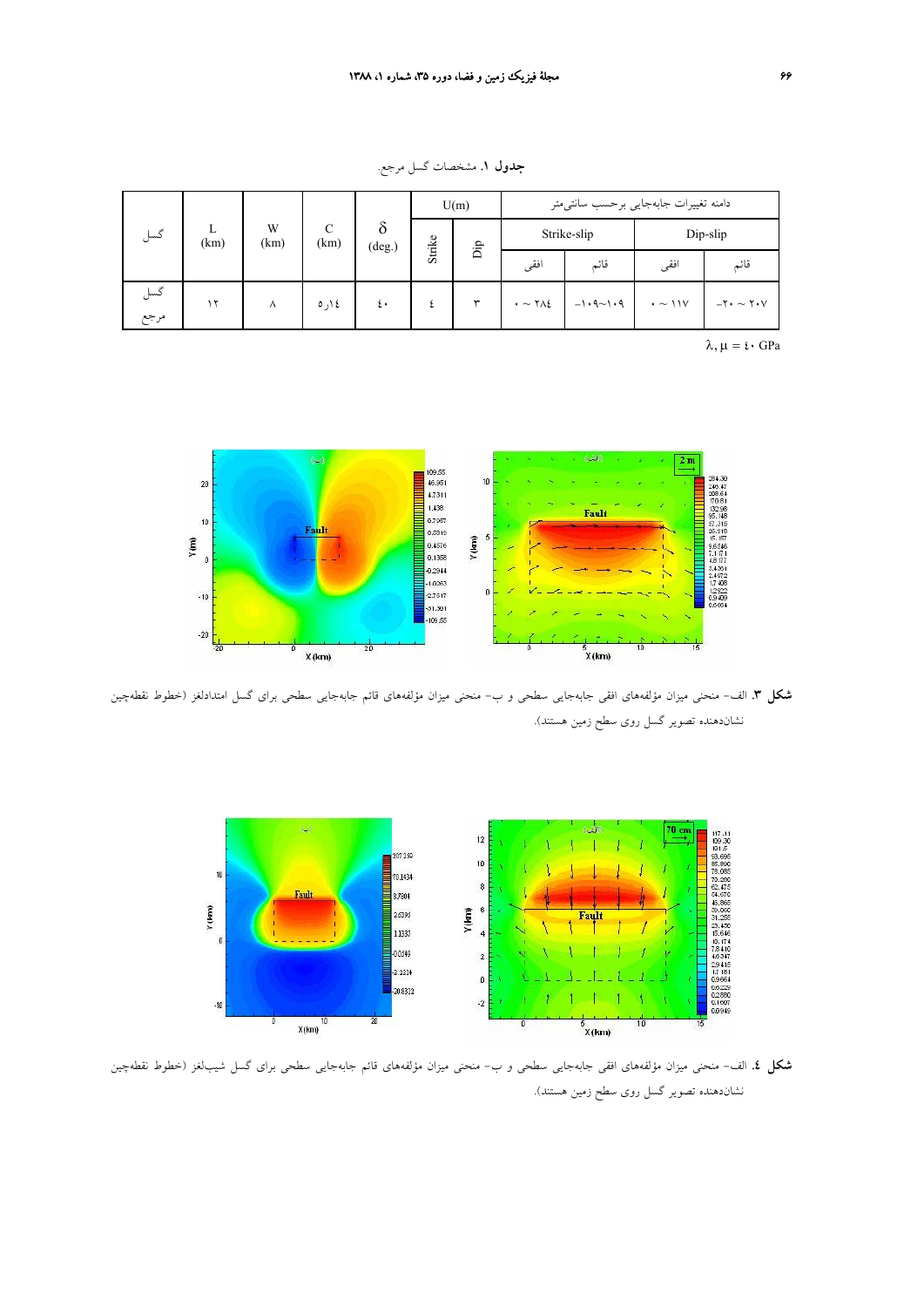**جدول ۱.** مشخصات گسل مرجع.

| گسل | L (km) | W (km) | C (km) | δ (deg.) | U(m) | | دامنه تغییرات جابه‌جایی برحسب سانتی‌متر | | | |
|---|---|---|---|---|---|---|---|---|---|---|
| | | | | | Strike | Dip | Strike-slip | | Dip-slip | |
| | | | | | | | افقی | قائم | افقی | قائم |
| گسل مرجع | ۱۲ | ۸ | ۵٫۱۴ | ۴۰ | ۴ | ۳ | ۰ ~ ۲۸۴ | −۱۰۹~۱۰۹ | ۰ ~ ۱۱۷ | −۲۰ ~ ۲۰۷ |

$\lambda, \mu =$ ۴۰ GPa

**شکل ۳.** الف- منحنی میزان مؤلفه‌های افقی جابه‌جایی سطحی و ب- منحنی میزان مؤلفه‌های قائم جابه‌جایی سطحی برای گسل امتدادلغز (خطوط نقطه‌چین نشان‌دهنده تصویر گسل روی سطح زمین هستند).

**شکل ۴.** الف- منحنی میزان مؤلفه‌های افقی جابه‌جایی سطحی و ب- منحنی میزان مؤلفه‌های قائم جابه‌جایی سطحی برای گسل شیب‌لغز (خطوط نقطه‌چین نشان‌دهنده تصویر گسل روی سطح زمین هستند).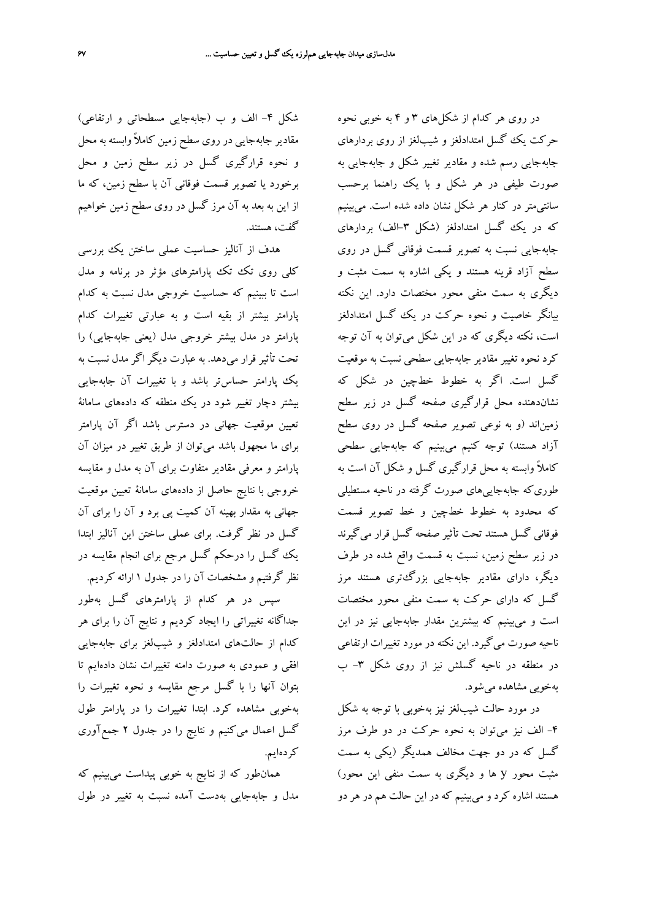در روی هر کدام از شکل‌های ۳ و ۴ به خوبی نحوه حرکت یک گسل امتدادلغز و شیب‌لغز از روی بردارهای جابه‌جایی رسم شده و مقادیر تغییر شکل و جابه‌جایی به صورت طیفی در هر شکل و با یک راهنما برحسب سانتی‌متر در کنار هر شکل نشان داده شده است. می‌بینیم که در یک گسل امتدادلغز (شکل ۳-الف) بردارهای جابه‌جایی نسبت به تصویر قسمت فوقانی گسل در روی سطح آزاد قرینه هستند و یکی اشاره به سمت مثبت و دیگری به سمت منفی محور مختصات دارد. این نکته بیانگر خاصیت و نحوه حرکت در یک گسل امتدادلغز است، نکته دیگری که در این شکل می‌توان به آن توجه کرد نحوه تغییر مقادیر جابه‌جایی سطحی نسبت به موقعیت گسل است. اگر به خطوط خط‌چین در شکل که نشان‌دهنده محل قرارگیری صفحه گسل در زیر سطح زمین‌اند (و به نوعی تصویر صفحه گسل در روی سطح آزاد هستند) توجه کنیم می‌بینیم که جابه‌جایی سطحی کاملاً وابسته به محل قرارگیری گسل و شکل آن است به طوری‌که جابه‌جایی‌های صورت گرفته در ناحیه مستطیلی که محدود به خطوط خط‌چین و خط تصویر قسمت فوقانی گسل هستند تحت تأثیر صفحه گسل قرار می‌گیرند در زیر سطح زمین، نسبت به قسمت واقع شده در طرف دیگر، دارای مقادیر جابه‌جایی بزرگ‌تری هستند مرز گسل که دارای حرکت به سمت منفی محور مختصات است و می‌بینیم که بیشترین مقدار جابه‌جایی نیز در این ناحیه صورت می‌گیرد. این نکته در مورد تغییرات ارتفاعی در منطقه در ناحیه گسلش نیز از روی شکل ۳- ب به‌خوبی مشاهده می‌شود.

در مورد حالت شیب‌لغز نیز به‌خوبی با توجه به شکل ۴- الف نیز می‌توان به نحوه حرکت در دو طرف مرز گسل که در دو جهت مخالف همدیگر (یکی به سمت مثبت محور y ها و دیگری به سمت منفی این محور) هستند اشاره کرد و می‌بینیم که در این حالت هم در هر دو شکل ۴- الف و ب (جابه‌جایی مسطحاتی و ارتفاعی) مقادیر جابه‌جایی در روی سطح زمین کاملاً وابسته به محل و نحوه قرارگیری گسل در زیر سطح زمین و محل برخورد یا تصویر قسمت فوقانی آن با سطح زمین، که ما از این به بعد به آن مرز گسل در روی سطح زمین خواهیم گفت، هستند.

هدف از آنالیز حساسیت عملی ساختن یک بررسی کلی روی تک تک پارامترهای مؤثر در برنامه و مدل است تا ببینیم که حساسیت خروجی مدل نسبت به کدام پارامتر بیشتر از بقیه است و به عبارتی تغییرات کدام پارامتر در مدل بیشتر خروجی مدل (یعنی جابه‌جایی) را تحت تأثیر قرار می‌دهد. به عبارت دیگر اگر مدل نسبت به یک پارامتر حساس‌تر باشد و با تغییرات آن جابه‌جایی بیشتر دچار تغییر شود در یک منطقه که داده‌های سامانهٔ تعیین موقعیت جهانی در دسترس باشد اگر آن پارامتر برای ما مجهول باشد می‌توان از طریق تغییر در میزان آن پارامتر و معرفی مقادیر متفاوت برای آن به مدل و مقایسه خروجی با نتایج حاصل از داده‌های سامانهٔ تعیین موقعیت جهانی به مقدار بهینه آن کمیت پی برد و آن را برای آن گسل در نظر گرفت. برای عملی ساختن این آنالیز ابتدا یک گسل را درحکم گسل مرجع برای انجام مقایسه در نظر گرفتیم و مشخصات آن را در جدول ۱ ارائه کردیم.

سپس در هر کدام از پارامترهای گسل به‌طور جداگانه تغییراتی را ایجاد کردیم و نتایج آن را برای هر کدام از حالت‌های امتدادلغز و شیب‌لغز برای جابه‌جایی افقی و عمودی به صورت دامنه تغییرات نشان داده‌ایم تا بتوان آنها را با گسل مرجع مقایسه و نحوه تغییرات را به‌خوبی مشاهده کرد. ابتدا تغییرات را در پارامتر طول گسل اعمال می‌کنیم و نتایج را در جدول ۲ جمع‌آوری کرده‌ایم.

همان‌طور که از نتایج به خوبی پیداست می‌بینیم که مدل و جابه‌جایی به‌دست آمده نسبت به تغییر در طول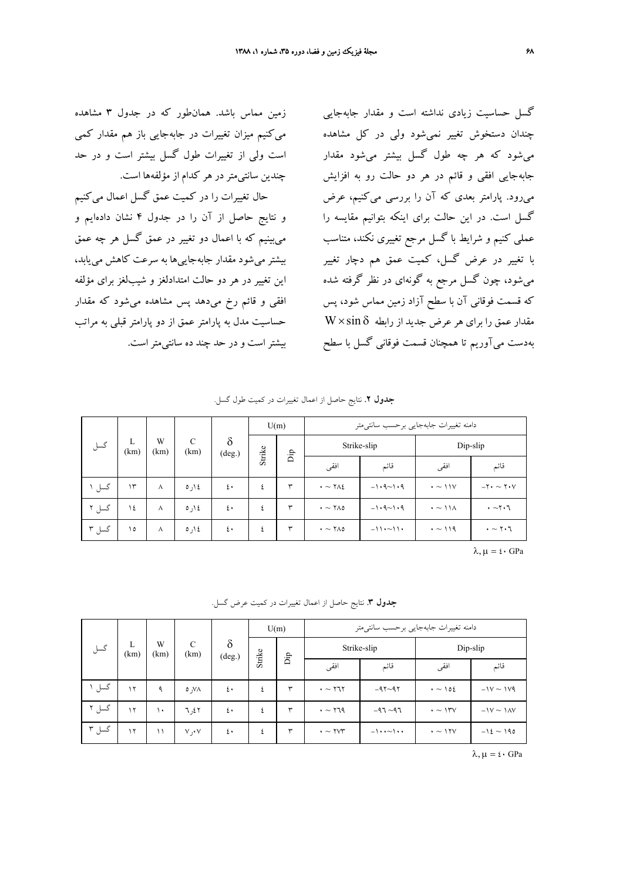گسل حساسیت زیادی نداشته است و مقدار جابه‌جایی چندان دستخوش تغییر نمی‌شود ولی در کل مشاهده می‌شود که هر چه طول گسل بیشتر می‌شود مقدار جابه‌جایی افقی و قائم در هر دو حالت رو به افزایش می‌رود. پارامتر بعدی که آن را بررسی می‌کنیم، عرض گسل است. در این حالت برای اینکه بتوانیم مقایسه را عملی کنیم و شرایط با گسل مرجع تغییری نکند، متناسب با تغییر در عرض گسل، کمیت عمق هم دچار تغییر می‌شود، چون گسل مرجع به گونه‌ای در نظر گرفته شده که قسمت فوقانی آن با سطح آزاد زمین مماس شود، پس مقدار عمق را برای هر عرض جدید از رابطه $W \times \sin \delta$ به‌دست می‌آوریم تا همچنان قسمت فوقانی گسل با سطح زمین مماس باشد. همان‌طور که در جدول ۳ مشاهده می‌کنیم میزان تغییرات در جابه‌جایی باز هم مقدار کمی است ولی از تغییرات طول گسل بیشتر است و در حد چندین سانتی‌متر در هر کدام از مؤلفه‌ها است.

حال تغییرات را در کمیت عمق گسل اعمال می‌کنیم و نتایج حاصل از آن را در جدول ۴ نشان داده‌ایم و می‌بینیم که با اعمال دو تغییر در عمق گسل هر چه عمق بیشتر می‌شود مقدار جابه‌جایی‌ها به سرعت کاهش می‌یابد، این تغییر در هر دو حالت امتدادلغز و شیب‌لغز برای مؤلفه افقی و قائم رخ می‌دهد پس مشاهده می‌شود که مقدار حساسیت مدل به پارامتر عمق از دو پارامتر قبلی به مراتب بیشتر است و در حد چند ده سانتی‌متر است.

**جدول ۲.** نتایج حاصل از اعمال تغییرات در کمیت طول گسل.

| گسل | L (km) | W (km) | C (km) | δ (deg.) | U(m) | | دامنه تغییرات جابه‌جایی برحسب سانتی‌متر | | | |
|---|---|---|---|---|---|---|---|---|---|---|
| | | | | | Strike | Dip | Strike-slip | | Dip-slip | |
| | | | | | | | افقی | قائم | افقی | قائم |
| گسل ۱ | ۱۳ | ۸ | ۵٫۱۴ | ۴۰ | ۴ | ۳ | ۰ ~ ۲۸۴ | −۱۰۹~۱۰۹ | ۰ ~ ۱۱۷ | −۲۰ ~ ۲۰۷ |
| گسل ۲ | ۱۴ | ۸ | ۵٫۱۴ | ۴۰ | ۴ | ۳ | ۰ ~ ۲۸۵ | −۱۰۹~۱۰۹ | ۰ ~ ۱۱۸ | ۰ ~۲۰۶ |
| گسل ۳ | ۱۵ | ۸ | ۵٫۱۴ | ۴۰ | ۴ | ۳ | ۰ ~ ۲۸۵ | −۱۱۰~۱۱۰ | ۰ ~ ۱۱۹ | ۰ ~ ۲۰۶ |

$\lambda, \mu = 40$ GPa

**جدول ۳.** نتایج حاصل از اعمال تغییرات در کمیت عرض گسل.

| گسل | L (km) | W (km) | C (km) | δ (deg.) | U(m) | | دامنه تغییرات جابه‌جایی برحسب سانتی‌متر | | | |
|---|---|---|---|---|---|---|---|---|---|---|
| | | | | | Strike | Dip | Strike-slip | | Dip-slip | |
| | | | | | | | افقی | قائم | افقی | قائم |
| گسل ۱ | ۱۲ | ۹ | ۵٫۷۸ | ۴۰ | ۴ | ۳ | ۰ ~ ۲۶۲ | −۹۲~۹۲ | ۰ ~ ۱۵۴ | −۱۷ ~ ۱۷۹ |
| گسل ۲ | ۱۲ | ۱۰ | ۶٫۴۲ | ۴۰ | ۴ | ۳ | ۰ ~ ۲۶۹ | −۹۶ ~۹۶ | ۰ ~ ۱۳۷ | −۱۷ ~ ۱۸۷ |
| گسل ۳ | ۱۲ | ۱۱ | ۷٫۰۷ | ۴۰ | ۴ | ۳ | ۰ ~ ۲۷۳ | −۱۰۰~۱۰۰ | ۰ ~ ۱۲۷ | −۱۴ ~ ۱۹۵ |

$\lambda, \mu = 40$ GPa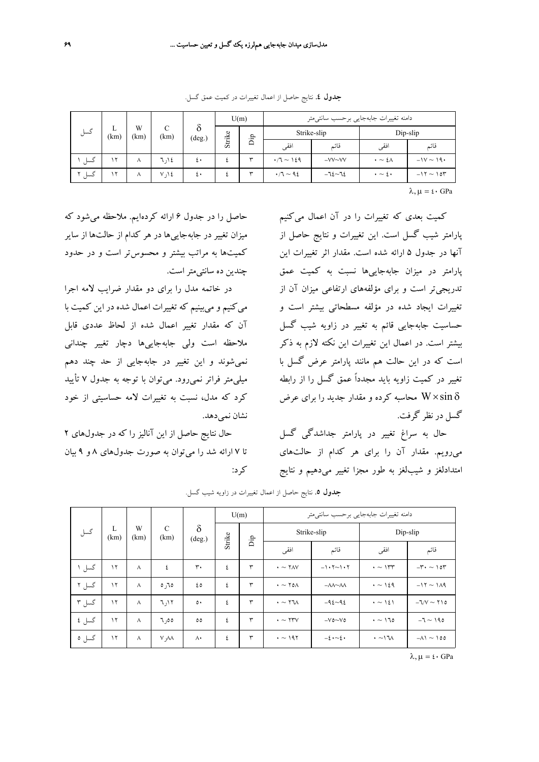**جدول ٤.** نتایج حاصل از اعمال تغییرات در کمیت عمق گسل.

| گسل | L (km) | W (km) | C (km) | δ (deg.) | U(m) | | دامنه تغییرات جابه‌جایی برحسب سانتی‌متر | | | |
|---|---|---|---|---|---|---|---|---|---|---|
| | | | | | Strike | Dip | Strike-slip | | Dip-slip | |
| | | | | | | | افقی | قائم | افقی | قائم |
| گسل ١ | ١٢ | ٨ | ٦٫١٤ | ٤٠ | ٤ | ٣ | ٠/٦ ~ ١٤٩ | -٧٧~٧٧ | ٠ ~ ٤٨ | -١٧ ~ ١٩٠ |
| گسل ٢ | ١٢ | ٨ | ٧٫١٤ | ٤٠ | ٤ | ٣ | ٠/٦ ~ ٩٤ | -٦٤~٦٤ | ٠ ~ ٤٠ | -١٢ ~ ١٥٣ |

$\lambda, \mu = ٤٠$ GPa

کمیت بعدی که تغییرات را در آن اعمال می‌کنیم پارامتر شیب گسل است. این تغییرات و نتایج حاصل از آنها در جدول ۵ ارائه شده است. مقدار اثر تغییرات این پارامتر در میزان جابه‌جایی‌ها نسبت به کمیت عمق تدریجی‌تر است و برای مؤلفه‌های ارتفاعی میزان آن از تغییرات ایجاد شده در مؤلفه مسطحاتی بیشتر است و حساسیت جابه‌جایی قائم به تغییر در زاویه شیب گسل بیشتر است. در اعمال این تغییرات این نکته لازم به ذکر است که در این حالت هم مانند پارامتر عرض گسل با تغییر در کمیت زاویه باید مجدداً عمق گسل را از رابطه $W \times \sin\delta$ محاسبه کرده و مقدار جدید را برای عرض گسل در نظر گرفت.

حال به سراغ تغییر در پارامتر جداشدگی گسل می‌رویم. مقدار آن را برای هر کدام از حالت‌های امتدادلغز و شیب‌لغز به طور مجزا تغییر می‌دهیم و نتایج حاصل را در جدول ۶ ارائه کرده‌ایم. ملاحظه می‌شود که میزان تغییر در جابه‌جایی‌ها در هر کدام از حالت‌ها از سایر کمیت‌ها به مراتب بیشتر و محسوس‌تر است و در حدود چندین ده سانتی‌متر است.

در خاتمه مدل را برای دو مقدار ضرایب لامه اجرا می‌کنیم و می‌بینیم که تغییرات اعمال شده در این کمیت با آن که مقدار تغییر اعمال شده از لحاظ عددی قابل ملاحظه است ولی جابه‌جایی‌ها دچار تغییر چندانی نمی‌شوند و این تغییر در جابه‌جایی از حد چند دهم میلی‌متر فراتر نمی‌رود. می‌توان با توجه به جدول ۷ تأیید کرد که مدل، نسبت به تغییرات لامه حساسیتی از خود نشان نمی‌دهد.

حال نتایج حاصل از این آنالیز را که در جدول‌های ۲ تا ۷ ارائه شد را می‌توان به صورت جدول‌های ۸ و ۹ بیان کرد:

**جدول ٥.** نتایج حاصل از اعمال تغییرات در زاویه شیب گسل.

| گسل | L (km) | W (km) | C (km) | δ (deg.) | U(m) | | دامنه تغییرات جابه‌جایی برحسب سانتی‌متر | | | |
|---|---|---|---|---|---|---|---|---|---|---|
| | | | | | Strike | Dip | Strike-slip | | Dip-slip | |
| | | | | | | | افقی | قائم | افقی | قائم |
| گسل ١ | ١٢ | ٨ | ٤ | ٣٠ | ٤ | ٣ | ٠ ~ ٢٨٧ | -١٠٢~١٠٢ | ٠ ~ ١٣٣ | -٣٠ ~ ١٥٣ |
| گسل ٢ | ١٢ | ٨ | ٥٫٦٥ | ٤٥ | ٤ | ٣ | ٠ ~ ٢٥٨ | -٨٨~٨٨ | ٠ ~ ١٤٩ | -١٢ ~ ١٨٩ |
| گسل ٣ | ١٢ | ٨ | ٦٫١٢ | ٥٠ | ٤ | ٣ | ٠ ~ ٢٦٨ | -٩٤~٩٤ | ٠ ~ ١٤١ | -٦/٧ ~ ٢١٥ |
| گسل ٤ | ١٢ | ٨ | ٦٫٥٥ | ٥٥ | ٤ | ٣ | ٠ ~ ٢٣٧ | -٧٥~٧٥ | ٠ ~ ١٦٥ | -٦ ~ ١٩٥ |
| گسل ٥ | ١٢ | ٨ | ٧٫٨٨ | ٨٠ | ٤ | ٣ | ٠ ~ ١٩٢ | -٤٠~٤٠ | ٠ ~١٦٨ | -٨١ ~ ١٥٥ |

$\lambda, \mu = ٤٠$ GPa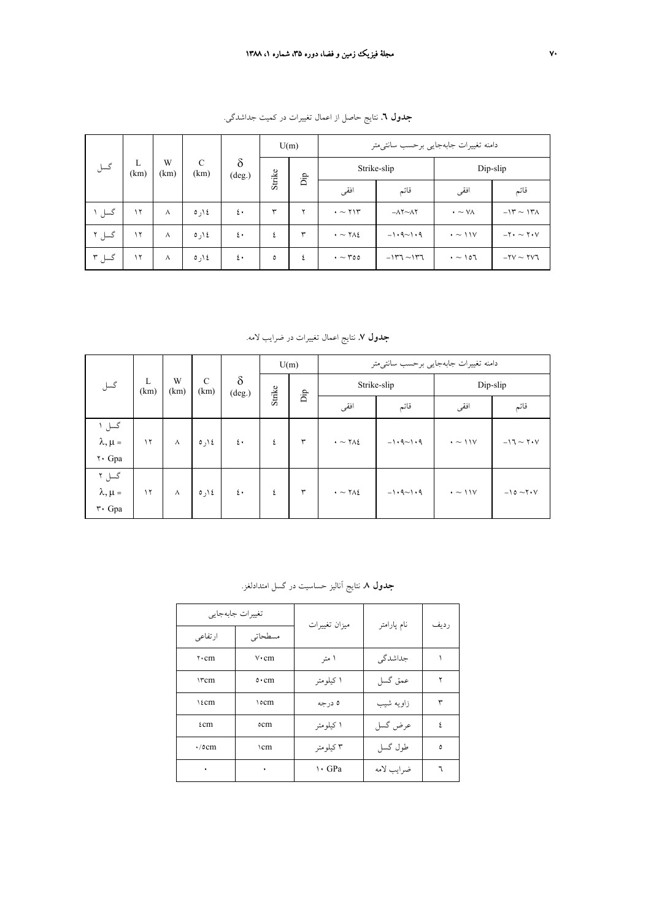**جدول ۶.** نتایج حاصل از اعمال تغییرات در کمیت جداشدگی.

| گسل | L (km) | W (km) | C (km) | δ (deg.) | U(m) | | دامنه تغییرات جابه‌جایی برحسب سانتی‌متر | | | |
|---|---|---|---|---|---|---|---|---|---|---|
| | | | | | Strike | Dip | Strike-slip | | Dip-slip | |
| | | | | | | | افقی | قائم | افقی | قائم |
| گسل ۱ | ۱۲ | ۸ | ۵٫۱۴ | ۴۰ | ۳ | ۲ | ۰ ~ ۲۱۳ | −۸۲~۸۲ | ۰ ~ ۷۸ | −۱۳ ~ ۱۳۸ |
| گسل ۲ | ۱۲ | ۸ | ۵٫۱۴ | ۴۰ | ۴ | ۳ | ۰ ~ ۲۸۴ | −۱۰۹~۱۰۹ | ۰ ~ ۱۱۷ | −۲۰ ~ ۲۰۷ |
| گسل ۳ | ۱۲ | ۸ | ۵٫۱۴ | ۴۰ | ۵ | ۴ | ۰ ~ ۳۵۵ | −۱۳۶ ~۱۳۶ | ۰ ~ ۱۵۶ | −۲۷ ~ ۲۷۶ |

**جدول ۷.** نتایج اعمال تغییرات در ضرایب لامه.

| گسل | L (km) | W (km) | C (km) | δ (deg.) | U(m) | | دامنه تغییرات جابه‌جایی برحسب سانتی‌متر | | | |
|---|---|---|---|---|---|---|---|---|---|---|
| | | | | | Strike | Dip | Strike-slip | | Dip-slip | |
| | | | | | | | افقی | قائم | افقی | قائم |
| گسل ۱ $\lambda, \mu =$ ۲۰ Gpa | ۱۲ | ۸ | ۵٫۱۴ | ۴۰ | ۴ | ۳ | ۰ ~ ۲۸۴ | −۱۰۹~۱۰۹ | ۰ ~ ۱۱۷ | −۱۶ ~ ۲۰۷ |
| گسل ۲ $\lambda, \mu =$ ۳۰ Gpa | ۱۲ | ۸ | ۵٫۱۴ | ۴۰ | ۴ | ۳ | ۰ ~ ۲۸۴ | −۱۰۹~۱۰۹ | ۰ ~ ۱۱۷ | −۱۵ ~۲۰۷ |

**جدول ۸.** نتایج آنالیز حساسیت در گسل امتدادلغز.

| ردیف | نام پارامتر | میزان تغییرات | تغییرات جابه‌جایی | |
|---|---|---|---|---|
| | | | مسطحاتی | ارتفاعی |
| ۱ | جداشدگی | ۱ متر | ۷۰cm | ۲۰cm |
| ۲ | عمق گسل | ۱ کیلومتر | ۵۰cm | ۱۳cm |
| ۳ | زاویه شیب | ۵ درجه | ۱۵cm | ۱۴cm |
| ۴ | عرض گسل | ۱ کیلومتر | ۵cm | ۴cm |
| ۵ | طول گسل | ۳ کیلومتر | ۱cm | ۰/۵cm |
| ۶ | ضرایب لامه | ۱۰ GPa | ۰ | ۰ |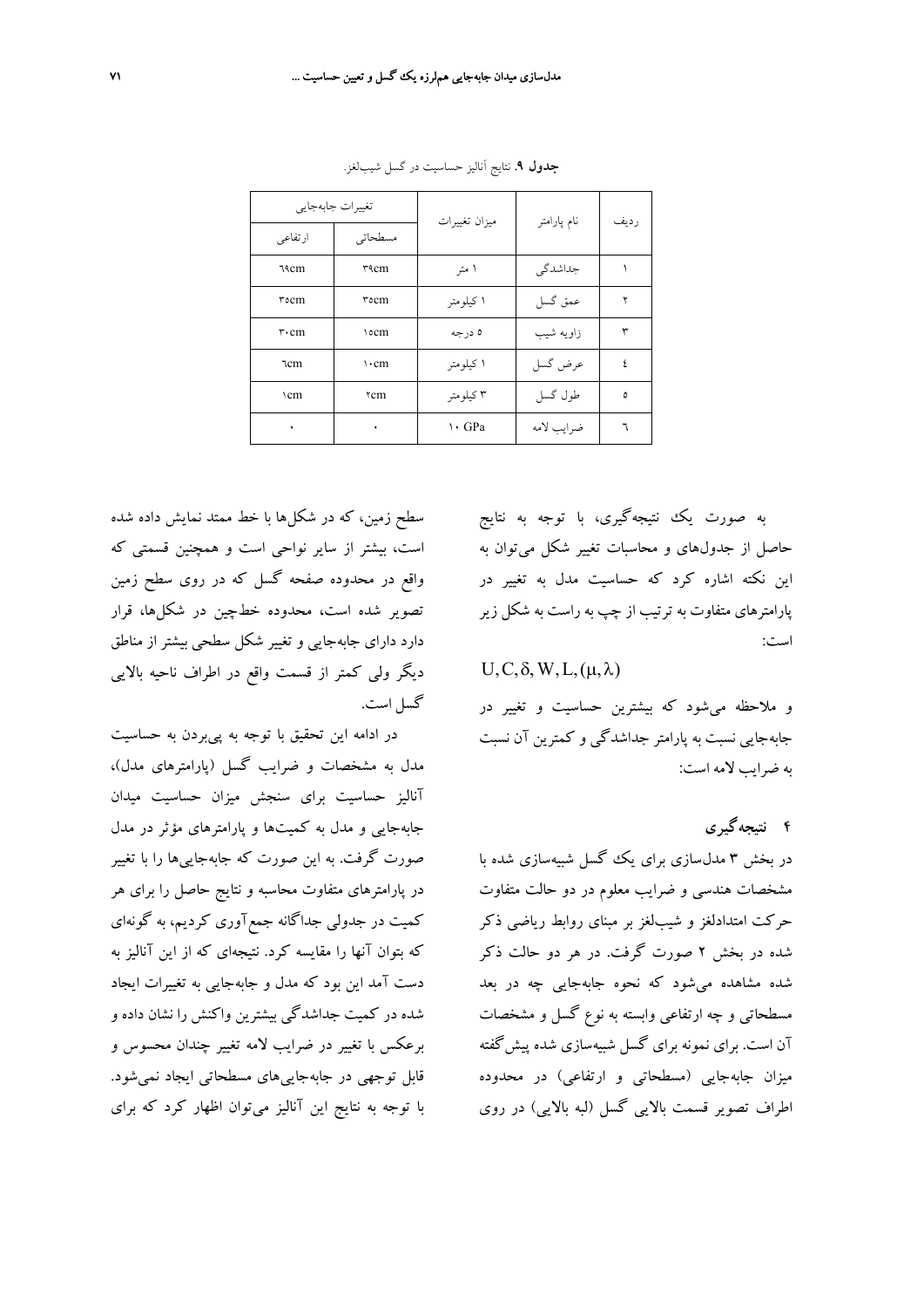**جدول ۹.** نتایج آنالیز حساسیت در گسل شیب‌لغز.

| ردیف | نام پارامتر | میزان تغییرات | تغییرات جابه‌جایی | |
|---|---|---|---|---|
| | | | مسطحاتی | ارتفاعی |
| ۱ | جداشدگی | ۱ متر | ۳۹cm | ٦۹cm |
| ۲ | عمق گسل | ۱ کیلومتر | ۳٥cm | ۳٥cm |
| ۳ | زاویه شیب | ٥ درجه | ۱٥cm | ۳۰cm |
| ٤ | عرض گسل | ۱ کیلومتر | ۱۰cm | ٦cm |
| ٥ | طول گسل | ۳ کیلومتر | ۲cm | ۱cm |
| ٦ | ضرایب لامه | ۱۰ GPa | ۰ | ۰ |

به صورت یک نتیجه‌گیری، با توجه به نتایج حاصل از جدول‌های و محاسبات تغییر شکل می‌توان به این نکته اشاره کرد که حساسیت مدل به تغییر در پارامترهای متفاوت به ترتیب از چپ به راست به شکل زیر است:

$$U, C, \delta, W, L, (\mu, \lambda)$$

و ملاحظه می‌شود که بیشترین حساسیت و تغییر در جابه‌جایی نسبت به پارامتر جداشدگی و کمترین آن نسبت به ضرایب لامه است:

## ۴ نتیجه‌گیری

در بخش ۳ مدل‌سازی برای یک گسل شبیه‌سازی شده با مشخصات هندسی و ضرایب معلوم در دو حالت متفاوت حرکت امتدادلغز و شیب‌لغز بر مبنای روابط ریاضی ذکر شده در بخش ۲ صورت گرفت. در هر دو حالت ذکر شده مشاهده می‌شود که نحوه جابه‌جایی چه در بعد مسطحاتی و چه ارتفاعی وابسته به نوع گسل و مشخصات آن است. برای نمونه برای گسل شبیه‌سازی شده پیش‌گفته میزان جابه‌جایی (مسطحاتی و ارتفاعی) در محدوده اطراف تصویر قسمت بالایی گسل (لبه بالایی) در روی سطح زمین، که در شکل‌ها با خط ممتد نمایش داده شده است، بیشتر از سایر نواحی است و همچنین قسمتی که واقع در محدوده صفحه گسل که در روی سطح زمین تصویر شده است، محدوده خط‌چین در شکل‌ها، قرار دارد دارای جابه‌جایی و تغییر شکل سطحی بیشتر از مناطق دیگر ولی کمتر از قسمت واقع در اطراف ناحیه بالایی گسل است.

در ادامه این تحقیق با توجه به پی‌بردن به حساسیت مدل به مشخصات و ضرایب گسل (پارامترهای مدل)، آنالیز حساسیت برای سنجش میزان حساسیت میدان جابه‌جایی و مدل به کمیت‌ها و پارامترهای مؤثر در مدل صورت گرفت. به این صورت که جابه‌جایی‌ها را با تغییر در پارامترهای متفاوت محاسبه و نتایج حاصل را برای هر کمیت در جدولی جداگانه جمع‌آوری کردیم، به گونه‌ای که بتوان آنها را مقایسه کرد. نتیجه‌ای که از این آنالیز به دست آمد این بود که مدل و جابه‌جایی به تغییرات ایجاد شده در کمیت جداشدگی بیشترین واکنش را نشان داده و برعکس با تغییر در ضرایب لامه تغییر چندان محسوس و قابل توجهی در جابه‌جایی‌های مسطحاتی ایجاد نمی‌شود. با توجه به نتایج این آنالیز می‌توان اظهار کرد که برای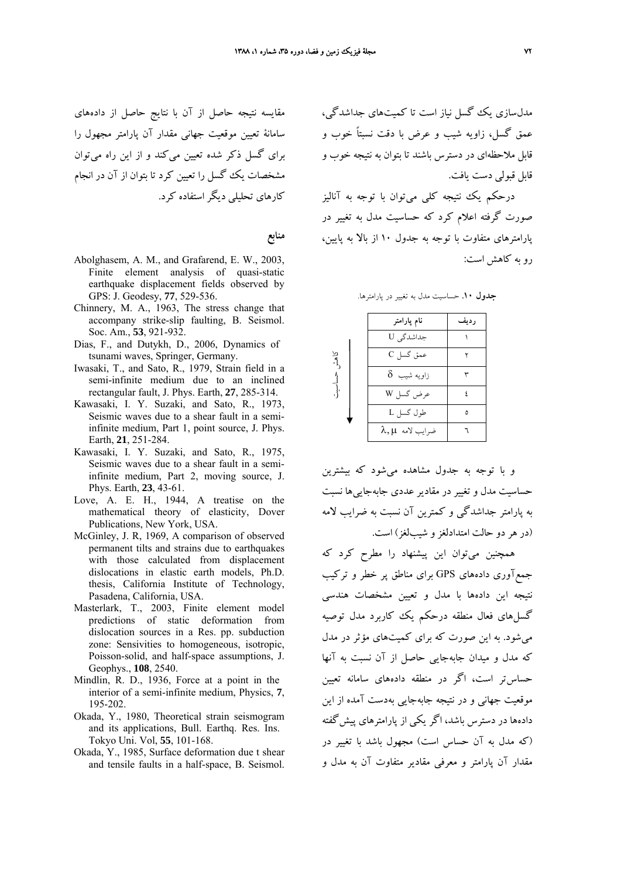مدل‌سازی یک گسل نیاز است تا کمیت‌های جداشدگی، عمق گسل، زاویه شیب و عرض با دقت نسبتاً خوب و قابل ملاحظه‌ای در دسترس باشند تا بتوان به نتیجه خوب و قابل قبولی دست یافت.

درحکم یک نتیجه کلی می‌توان با توجه به آنالیز صورت گرفته اعلام کرد که حساسیت مدل به تغییر در پارامترهای متفاوت با توجه به جدول ۱۰ از بالا به پایین، رو به کاهش است:

**جدول ۱۰.** حساسیت مدل به تغییر در پارامترها.

| ردیف | نام پارامتر |
|---|---|
| ۱ | جداشدگی U |
| ۲ | عمق گسل C |
| ۳ | زاویه شیب $\delta$ |
| ٤ | عرض گسل W |
| ٥ | طول گسل L |
| ٦ | ضرایب لامه $\lambda, \mu$ |

(کاهش حساسیت ↓)

و با توجه به جدول مشاهده می‌شود که بیشترین حساسیت مدل و تغییر در مقادیر عددی جابه‌جایی‌ها نسبت به پارامتر جداشدگی و کمترین آن نسبت به ضرایب لامه (در هر دو حالت امتدادلغز و شیب‌لغز) است.

همچنین می‌توان این پیشنهاد را مطرح کرد که جمع‌آوری داده‌های GPS برای مناطق پر خطر و ترکیب نتیجه این داده‌ها با مدل و تعیین مشخصات هندسی گسل‌های فعال منطقه درحکم یک کاربرد مدل توصیه می‌شود. به این صورت که برای کمیت‌های مؤثر در مدل که مدل و میدان جابه‌جایی حاصل از آن نسبت به آنها حساس‌تر است، اگر در منطقه داده‌های سامانه تعیین موقعیت جهانی و در نتیجه جابه‌جایی به‌دست آمده از این داده‌ها در دسترس باشد، اگر یکی از پارامترهای پیش‌گفته (که مدل به آن حساس است) مجهول باشد با تغییر در مقدار آن پارامتر و معرفی مقادیر متفاوت آن به مدل و مقایسه نتیجه حاصل از آن با نتایج حاصل از داده‌های سامانهٔ تعیین موقعیت جهانی مقدار آن پارامتر مجهول را برای گسل ذکر شده تعیین می‌کند و از این راه می‌توان مشخصات یک گسل را تعیین کرد تا بتوان از آن در انجام کارهای تحلیلی دیگر استفاده کرد.

## منابع

Abolghasem, A. M., and Grafarend, E. W., 2003, Finite element analysis of quasi-static earthquake displacement fields observed by GPS: J. Geodesy, **77**, 529-536.

Chinnery, M. A., 1963, The stress change that accompany strike-slip faulting, B. Seismol. Soc. Am., **53**, 921-932.

Dias, F., and Dutykh, D., 2006, Dynamics of tsunami waves, Springer, Germany.

Iwasaki, T., and Sato, R., 1979, Strain field in a semi-infinite medium due to an inclined rectangular fault, J. Phys. Earth, **27**, 285-314.

Kawasaki, I. Y. Suzaki, and Sato, R., 1973, Seismic waves due to a shear fault in a semi-infinite medium, Part 1, point source, J. Phys. Earth, **21**, 251-284.

Kawasaki, I. Y. Suzaki, and Sato, R., 1975, Seismic waves due to a shear fault in a semi-infinite medium, Part 2, moving source, J. Phys. Earth, **23**, 43-61.

Love, A. E. H., 1944, A treatise on the mathematical theory of elasticity, Dover Publications, New York, USA.

McGinley, J. R, 1969, A comparison of observed permanent tilts and strains due to earthquakes with those calculated from displacement dislocations in elastic earth models, Ph.D. thesis, California Institute of Technology, Pasadena, California, USA.

Masterlark, T., 2003, Finite element model predictions of static deformation from dislocation sources in a Res. pp. subduction zone: Sensivities to homogeneous, isotropic, Poisson-solid, and half-space assumptions, J. Geophys., **108**, 2540.

Mindlin, R. D., 1936, Force at a point in the interior of a semi-infinite medium, Physics, **7**, 195-202.

Okada, Y., 1980, Theoretical strain seismogram and its applications, Bull. Earthq. Res. Ins. Tokyo Uni. Vol, **55**, 101-168.

Okada, Y., 1985, Surface deformation due t shear and tensile faults in a half-space, B. Seismol.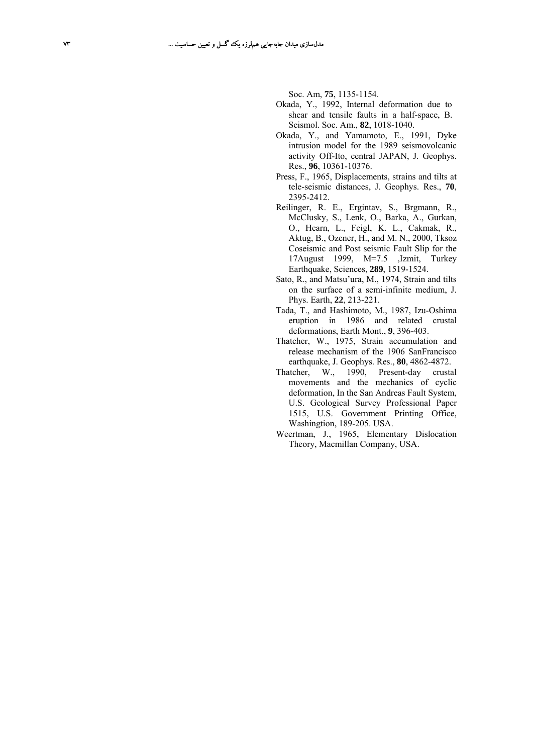Soc. Am, **75**, 1135-1154.

Okada, Y., 1992, Internal deformation due to shear and tensile faults in a half-space, B. Seismol. Soc. Am., **82**, 1018-1040.

Okada, Y., and Yamamoto, E., 1991, Dyke intrusion model for the 1989 seismovolcanic activity Off-Ito, central JAPAN, J. Geophys. Res., **96**, 10361-10376.

Press, F., 1965, Displacements, strains and tilts at tele-seismic distances, J. Geophys. Res., **70**, 2395-2412.

Reilinger, R. E., Ergintav, S., Brgmann, R., McClusky, S., Lenk, O., Barka, A., Gurkan, O., Hearn, L., Feigl, K. L., Cakmak, R., Aktug, B., Ozener, H., and M. N., 2000, Tksoz Coseismic and Post seismic Fault Slip for the 17August 1999, M=7.5 ,Izmit, Turkey Earthquake, Sciences, **289**, 1519-1524.

Sato, R., and Matsu'ura, M., 1974, Strain and tilts on the surface of a semi-infinite medium, J. Phys. Earth, **22**, 213-221.

Tada, T., and Hashimoto, M., 1987, Izu-Oshima eruption in 1986 and related crustal deformations, Earth Mont., **9**, 396-403.

Thatcher, W., 1975, Strain accumulation and release mechanism of the 1906 SanFrancisco earthquake, J. Geophys. Res., **80**, 4862-4872.

Thatcher, W., 1990, Present-day crustal movements and the mechanics of cyclic deformation, In the San Andreas Fault System, U.S. Geological Survey Professional Paper 1515, U.S. Government Printing Office, Washingtion, 189-205. USA.

Weertman, J., 1965, Elementary Dislocation Theory, Macmillan Company, USA.